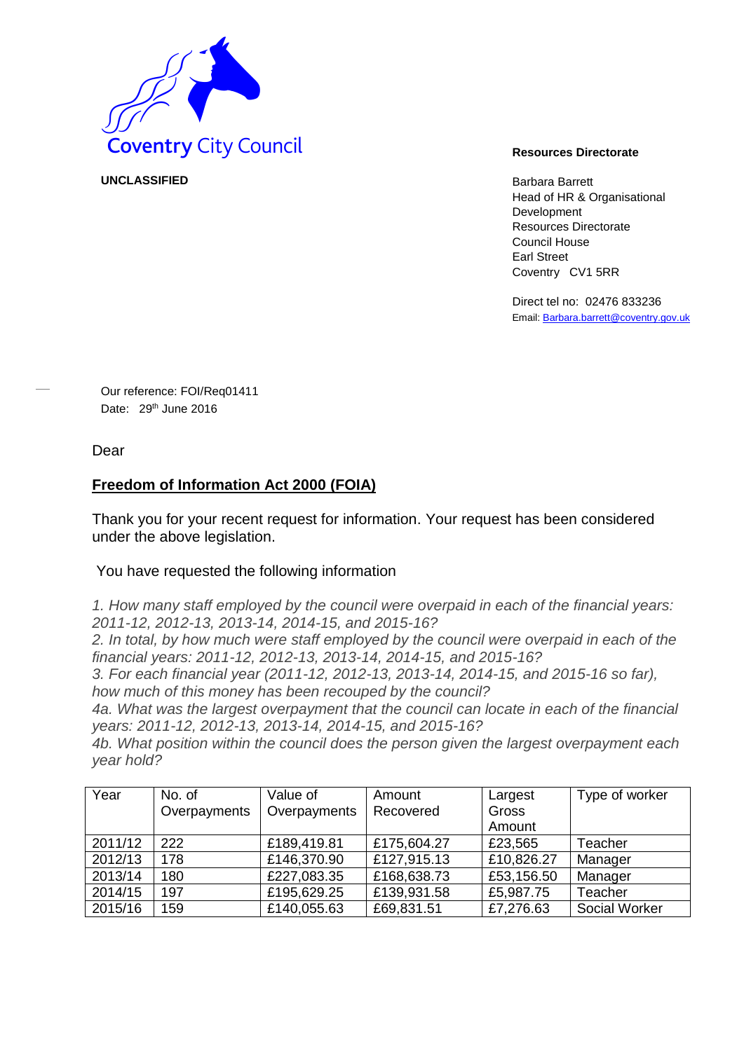Coventry City Council

**UNCLASSIFIED**

**Resources Directorate**

Barbara Barrett
Head of HR & Organisational Development
Resources Directorate
Council House
Earl Street
Coventry CV1 5RR

Direct tel no: 02476 833236
Email: Barbara.barrett@coventry.gov.uk

Our reference: FOI/Req01411
Date: 29th June 2016

Dear

**Freedom of Information Act 2000 (FOIA)**

Thank you for your recent request for information. Your request has been considered under the above legislation.

You have requested the following information

*1. How many staff employed by the council were overpaid in each of the financial years: 2011-12, 2012-13, 2013-14, 2014-15, and 2015-16?*
*2. In total, by how much were staff employed by the council were overpaid in each of the financial years: 2011-12, 2012-13, 2013-14, 2014-15, and 2015-16?*
*3. For each financial year (2011-12, 2012-13, 2013-14, 2014-15, and 2015-16 so far), how much of this money has been recouped by the council?*
*4a. What was the largest overpayment that the council can locate in each of the financial years: 2011-12, 2012-13, 2013-14, 2014-15, and 2015-16?*
*4b. What position within the council does the person given the largest overpayment each year hold?*

| Year | No. of Overpayments | Value of Overpayments | Amount Recovered | Largest Gross Amount | Type of worker |
|---|---|---|---|---|---|
| 2011/12 | 222 | £189,419.81 | £175,604.27 | £23,565 | Teacher |
| 2012/13 | 178 | £146,370.90 | £127,915.13 | £10,826.27 | Manager |
| 2013/14 | 180 | £227,083.35 | £168,638.73 | £53,156.50 | Manager |
| 2014/15 | 197 | £195,629.25 | £139,931.58 | £5,987.75 | Teacher |
| 2015/16 | 159 | £140,055.63 | £69,831.51 | £7,276.63 | Social Worker |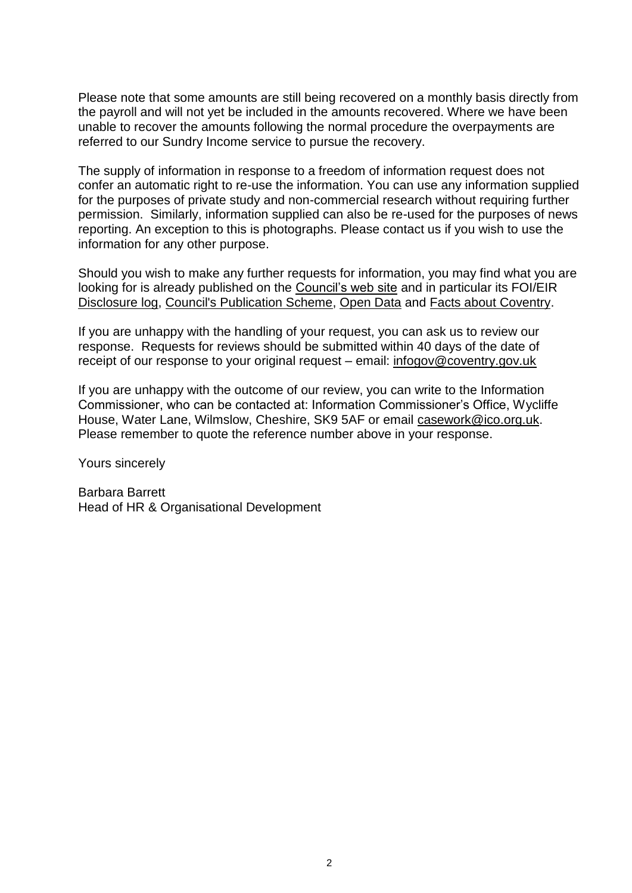Please note that some amounts are still being recovered on a monthly basis directly from the payroll and will not yet be included in the amounts recovered. Where we have been unable to recover the amounts following the normal procedure the overpayments are referred to our Sundry Income service to pursue the recovery.

The supply of information in response to a freedom of information request does not confer an automatic right to re-use the information. You can use any information supplied for the purposes of private study and non-commercial research without requiring further permission. Similarly, information supplied can also be re-used for the purposes of news reporting. An exception to this is photographs. Please contact us if you wish to use the information for any other purpose.

Should you wish to make any further requests for information, you may find what you are looking for is already published on the Council's web site and in particular its FOI/EIR Disclosure log, Council's Publication Scheme, Open Data and Facts about Coventry.

If you are unhappy with the handling of your request, you can ask us to review our response. Requests for reviews should be submitted within 40 days of the date of receipt of our response to your original request – email: infogov@coventry.gov.uk

If you are unhappy with the outcome of our review, you can write to the Information Commissioner, who can be contacted at: Information Commissioner's Office, Wycliffe House, Water Lane, Wilmslow, Cheshire, SK9 5AF or email casework@ico.org.uk. Please remember to quote the reference number above in your response.

Yours sincerely

Barbara Barrett
Head of HR & Organisational Development